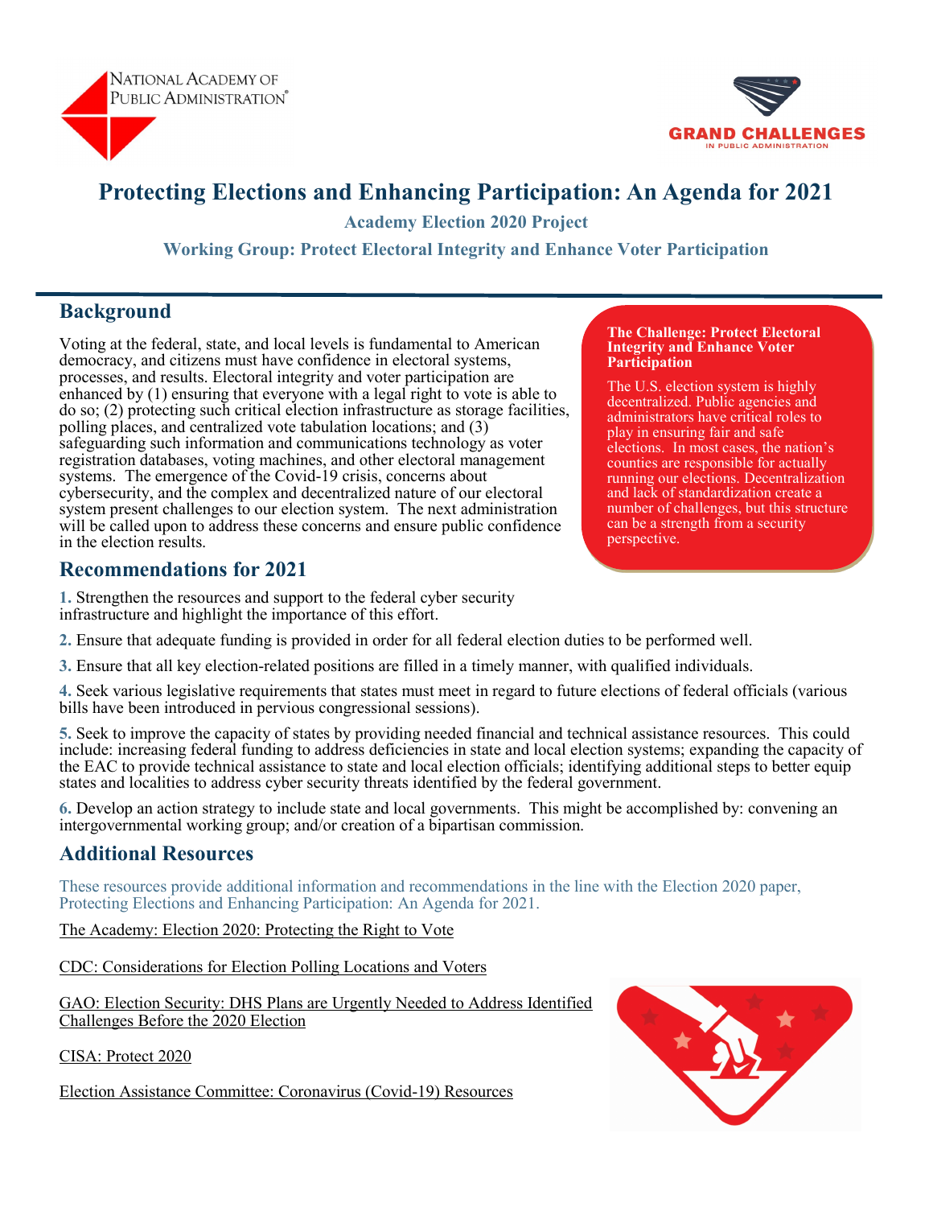NATIONAL ACADEMY OF PUBLIC ADMINISTRATION®

GRAND CHALLENGES IN PUBLIC ADMINISTRATION

# Protecting Elections and Enhancing Participation: An Agenda for 2021

### Academy Election 2020 Project

### Working Group: Protect Electoral Integrity and Enhance Voter Participation

## Background

Voting at the federal, state, and local levels is fundamental to American democracy, and citizens must have confidence in electoral systems, processes, and results. Electoral integrity and voter participation are enhanced by (1) ensuring that everyone with a legal right to vote is able to do so; (2) protecting such critical election infrastructure as storage facilities, polling places, and centralized vote tabulation locations; and (3) safeguarding such information and communications technology as voter registration databases, voting machines, and other electoral management systems. The emergence of the Covid-19 crisis, concerns about cybersecurity, and the complex and decentralized nature of our electoral system present challenges to our election system. The next administration will be called upon to address these concerns and ensure public confidence in the election results.

**The Challenge: Protect Electoral Integrity and Enhance Voter Participation**

The U.S. election system is highly decentralized. Public agencies and administrators have critical roles to play in ensuring fair and safe elections. In most cases, the nation's counties are responsible for actually running our elections. Decentralization and lack of standardization create a number of challenges, but this structure can be a strength from a security perspective.

## Recommendations for 2021

**1.** Strengthen the resources and support to the federal cyber security infrastructure and highlight the importance of this effort.

**2.** Ensure that adequate funding is provided in order for all federal election duties to be performed well.

**3.** Ensure that all key election-related positions are filled in a timely manner, with qualified individuals.

**4.** Seek various legislative requirements that states must meet in regard to future elections of federal officials (various bills have been introduced in pervious congressional sessions).

**5.** Seek to improve the capacity of states by providing needed financial and technical assistance resources. This could include: increasing federal funding to address deficiencies in state and local election systems; expanding the capacity of the EAC to provide technical assistance to state and local election officials; identifying additional steps to better equip states and localities to address cyber security threats identified by the federal government.

**6.** Develop an action strategy to include state and local governments. This might be accomplished by: convening an intergovernmental working group; and/or creation of a bipartisan commission.

## Additional Resources

These resources provide additional information and recommendations in the line with the Election 2020 paper, Protecting Elections and Enhancing Participation: An Agenda for 2021.

The Academy: Election 2020: Protecting the Right to Vote

CDC: Considerations for Election Polling Locations and Voters

GAO: Election Security: DHS Plans are Urgently Needed to Address Identified Challenges Before the 2020 Election

CISA: Protect 2020

Election Assistance Committee: Coronavirus (Covid-19) Resources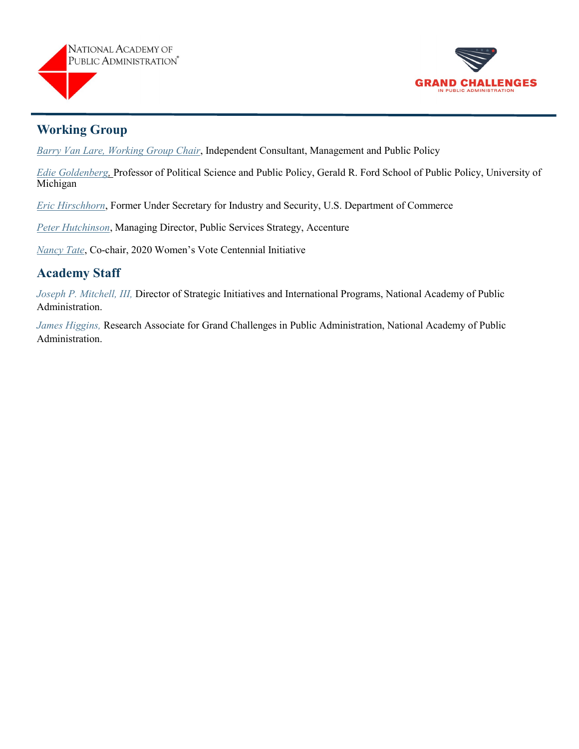## Working Group

*Barry Van Lare, Working Group Chair*, Independent Consultant, Management and Public Policy

*Edie Goldenberg,* Professor of Political Science and Public Policy, Gerald R. Ford School of Public Policy, University of Michigan

*Eric Hirschhorn*, Former Under Secretary for Industry and Security, U.S. Department of Commerce

*Peter Hutchinson*, Managing Director, Public Services Strategy, Accenture

*Nancy Tate*, Co-chair, 2020 Women's Vote Centennial Initiative

## Academy Staff

*Joseph P. Mitchell, III,* Director of Strategic Initiatives and International Programs, National Academy of Public Administration.

*James Higgins,* Research Associate for Grand Challenges in Public Administration, National Academy of Public Administration.